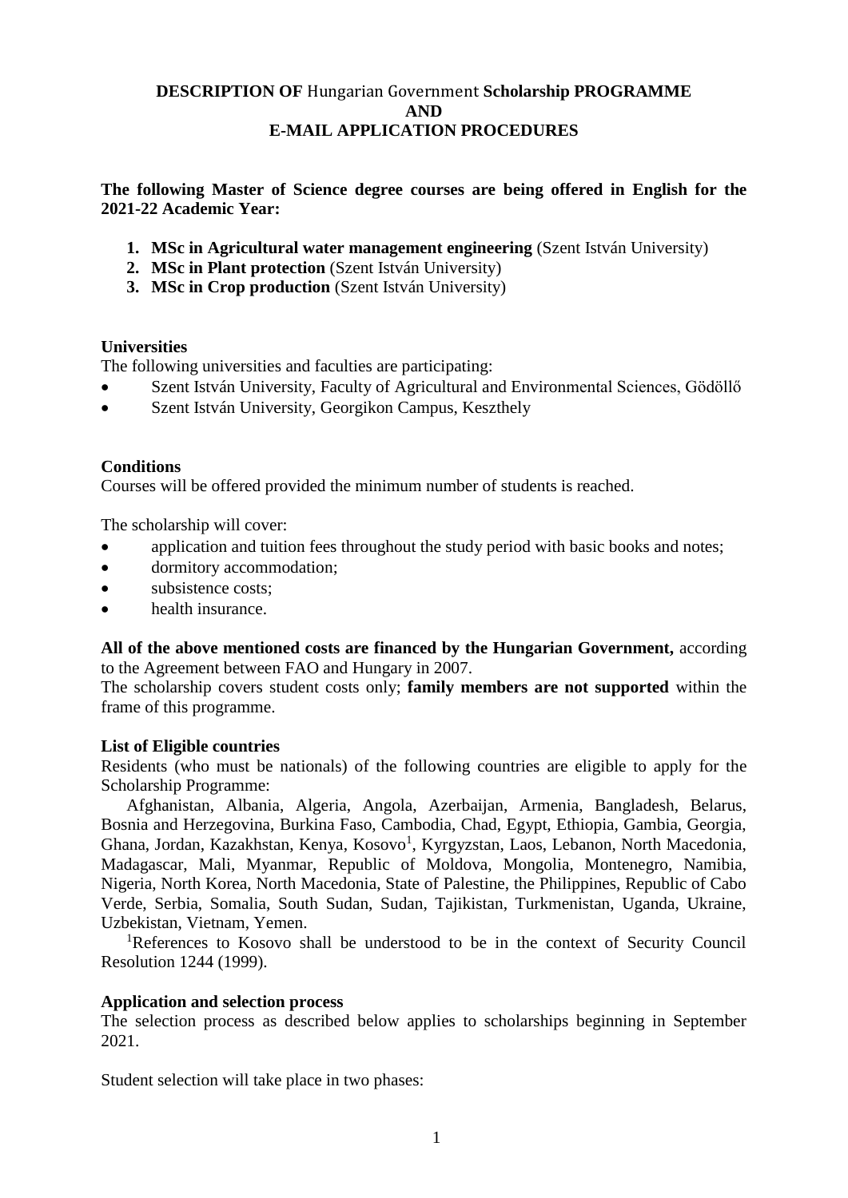# DESCRIPTION OF Hungarian Government Scholarship PROGRAMME AND E-MAIL APPLICATION PROCEDURES

**The following Master of Science degree courses are being offered in English for the 2021-22 Academic Year:**

1. **MSc in Agricultural water management engineering** (Szent István University)
2. **MSc in Plant protection** (Szent István University)
3. **MSc in Crop production** (Szent István University)

**Universities**

The following universities and faculties are participating:

- Szent István University, Faculty of Agricultural and Environmental Sciences, Gödöllő
- Szent István University, Georgikon Campus, Keszthely

**Conditions**

Courses will be offered provided the minimum number of students is reached.

The scholarship will cover:

- application and tuition fees throughout the study period with basic books and notes;
- dormitory accommodation;
- subsistence costs;
- health insurance.

**All of the above mentioned costs are financed by the Hungarian Government,** according to the Agreement between FAO and Hungary in 2007.

The scholarship covers student costs only; **family members are not supported** within the frame of this programme.

**List of Eligible countries**

Residents (who must be nationals) of the following countries are eligible to apply for the Scholarship Programme:

Afghanistan, Albania, Algeria, Angola, Azerbaijan, Armenia, Bangladesh, Belarus, Bosnia and Herzegovina, Burkina Faso, Cambodia, Chad, Egypt, Ethiopia, Gambia, Georgia, Ghana, Jordan, Kazakhstan, Kenya, Kosovo[1], Kyrgyzstan, Laos, Lebanon, North Macedonia, Madagascar, Mali, Myanmar, Republic of Moldova, Mongolia, Montenegro, Namibia, Nigeria, North Korea, North Macedonia, State of Palestine, the Philippines, Republic of Cabo Verde, Serbia, Somalia, South Sudan, Sudan, Tajikistan, Turkmenistan, Uganda, Ukraine, Uzbekistan, Vietnam, Yemen.

[1]References to Kosovo shall be understood to be in the context of Security Council Resolution 1244 (1999).

**Application and selection process**

The selection process as described below applies to scholarships beginning in September 2021.

Student selection will take place in two phases: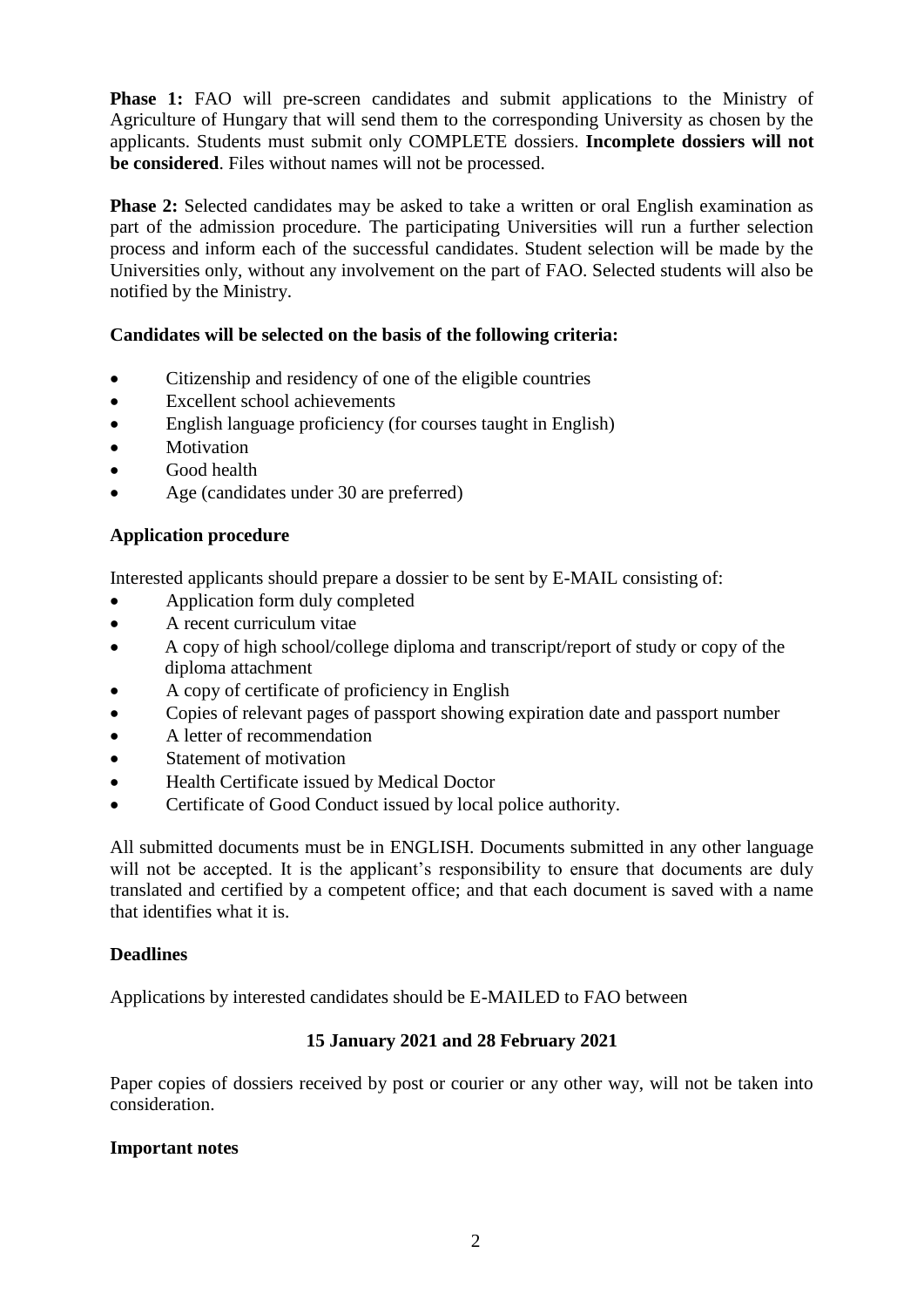**Phase 1:** FAO will pre-screen candidates and submit applications to the Ministry of Agriculture of Hungary that will send them to the corresponding University as chosen by the applicants. Students must submit only COMPLETE dossiers. **Incomplete dossiers will not be considered**. Files without names will not be processed.

**Phase 2:** Selected candidates may be asked to take a written or oral English examination as part of the admission procedure. The participating Universities will run a further selection process and inform each of the successful candidates. Student selection will be made by the Universities only, without any involvement on the part of FAO. Selected students will also be notified by the Ministry.

**Candidates will be selected on the basis of the following criteria:**

- Citizenship and residency of one of the eligible countries
- Excellent school achievements
- English language proficiency (for courses taught in English)
- Motivation
- Good health
- Age (candidates under 30 are preferred)

**Application procedure**

Interested applicants should prepare a dossier to be sent by E-MAIL consisting of:

- Application form duly completed
- A recent curriculum vitae
- A copy of high school/college diploma and transcript/report of study or copy of the diploma attachment
- A copy of certificate of proficiency in English
- Copies of relevant pages of passport showing expiration date and passport number
- A letter of recommendation
- Statement of motivation
- Health Certificate issued by Medical Doctor
- Certificate of Good Conduct issued by local police authority.

All submitted documents must be in ENGLISH. Documents submitted in any other language will not be accepted. It is the applicant's responsibility to ensure that documents are duly translated and certified by a competent office; and that each document is saved with a name that identifies what it is.

**Deadlines**

Applications by interested candidates should be E-MAILED to FAO between

**15 January 2021 and 28 February 2021**

Paper copies of dossiers received by post or courier or any other way, will not be taken into consideration.

**Important notes**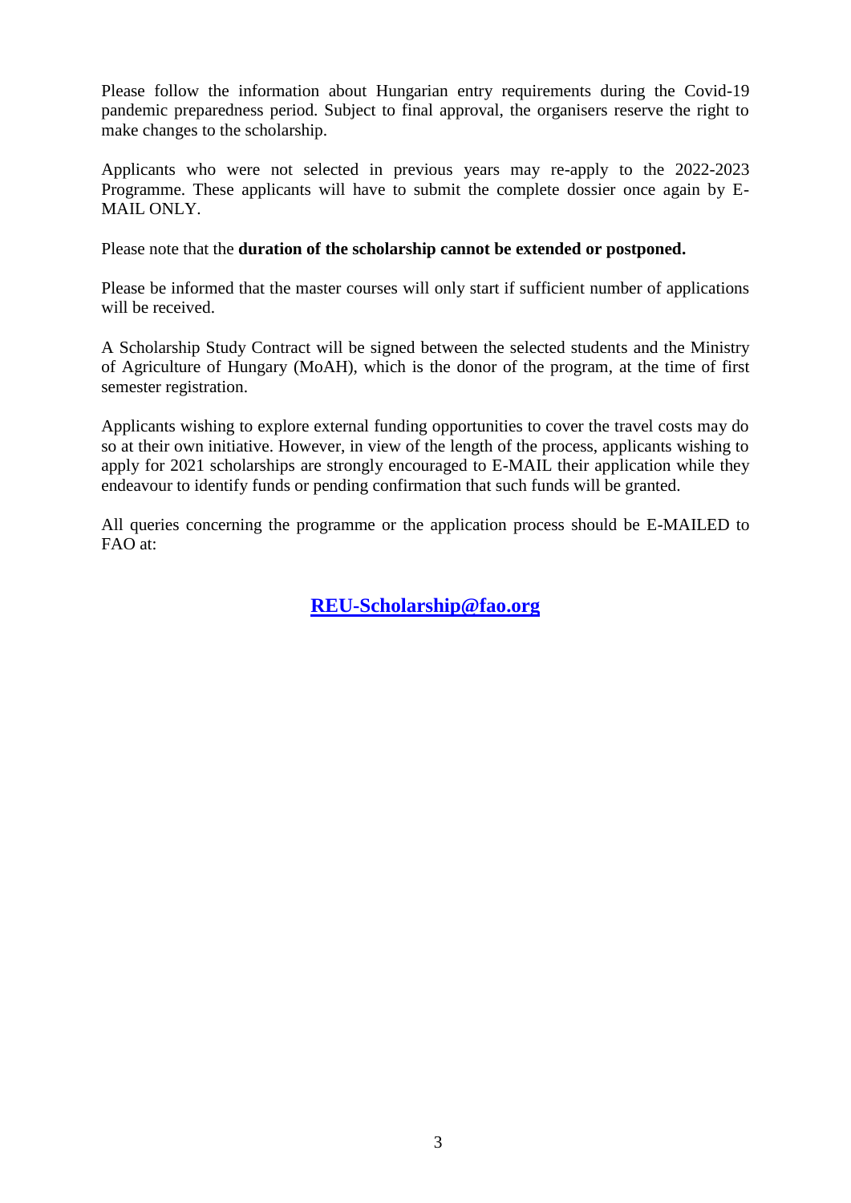Please follow the information about Hungarian entry requirements during the Covid-19 pandemic preparedness period. Subject to final approval, the organisers reserve the right to make changes to the scholarship.

Applicants who were not selected in previous years may re-apply to the 2022-2023 Programme. These applicants will have to submit the complete dossier once again by E-MAIL ONLY.

Please note that the **duration of the scholarship cannot be extended or postponed.**

Please be informed that the master courses will only start if sufficient number of applications will be received.

A Scholarship Study Contract will be signed between the selected students and the Ministry of Agriculture of Hungary (MoAH), which is the donor of the program, at the time of first semester registration.

Applicants wishing to explore external funding opportunities to cover the travel costs may do so at their own initiative. However, in view of the length of the process, applicants wishing to apply for 2021 scholarships are strongly encouraged to E-MAIL their application while they endeavour to identify funds or pending confirmation that such funds will be granted.

All queries concerning the programme or the application process should be E-MAILED to FAO at:

**REU-Scholarship@fao.org**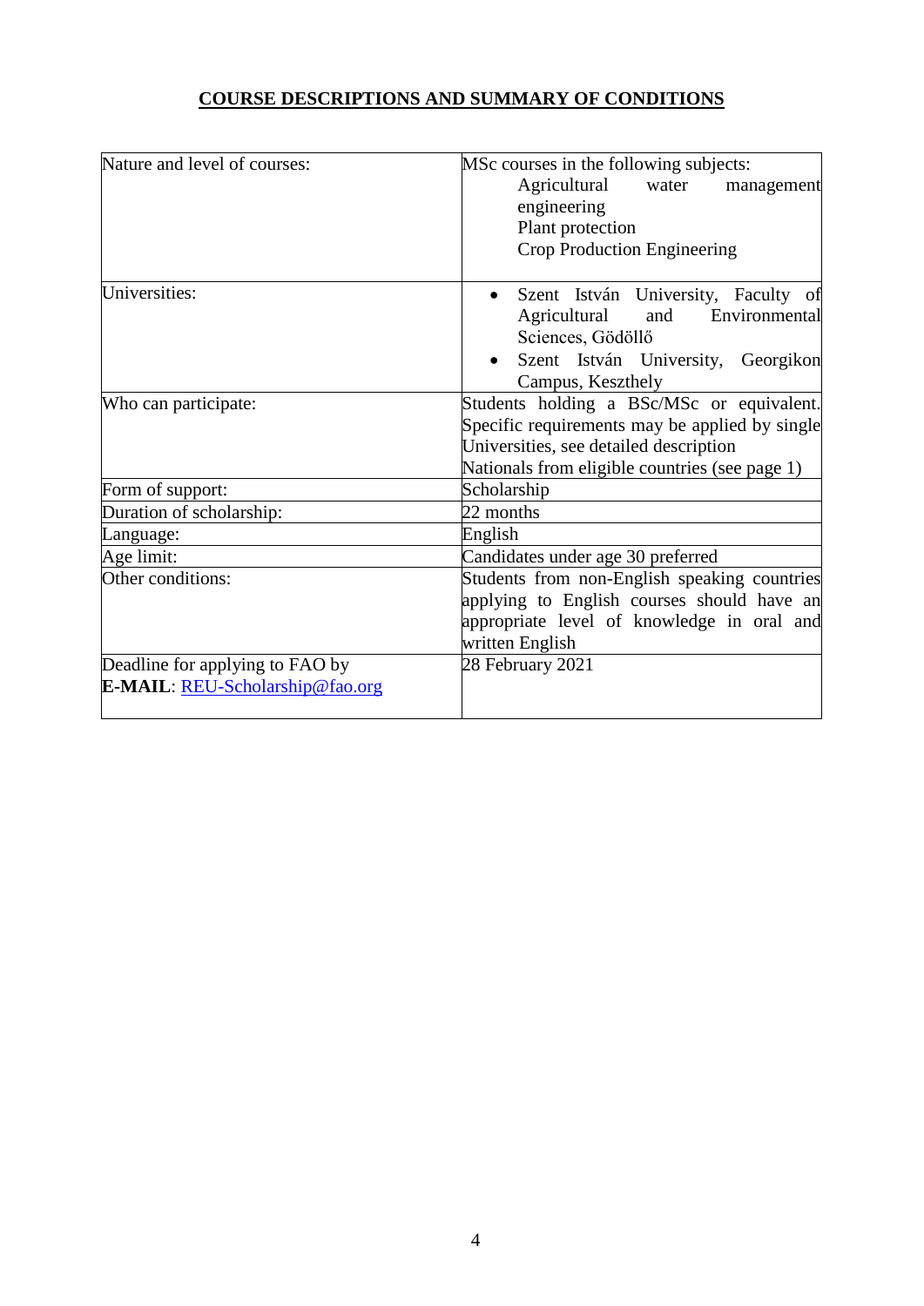## COURSE DESCRIPTIONS AND SUMMARY OF CONDITIONS

| | |
|---|---|
| Nature and level of courses: | MSc courses in the following subjects:<br>Agricultural water management engineering<br>Plant protection<br>Crop Production Engineering |
| Universities: | • Szent István University, Faculty of Agricultural and Environmental Sciences, Gödöllő<br>• Szent István University, Georgikon Campus, Keszthely |
| Who can participate: | Students holding a BSc/MSc or equivalent. Specific requirements may be applied by single Universities, see detailed description<br>Nationals from eligible countries (see page 1) |
| Form of support: | Scholarship |
| Duration of scholarship: | 22 months |
| Language: | English |
| Age limit: | Candidates under age 30 preferred |
| Other conditions: | Students from non-English speaking countries applying to English courses should have an appropriate level of knowledge in oral and written English |
| Deadline for applying to FAO by **E-MAIL**: REU-Scholarship@fao.org | 28 February 2021 |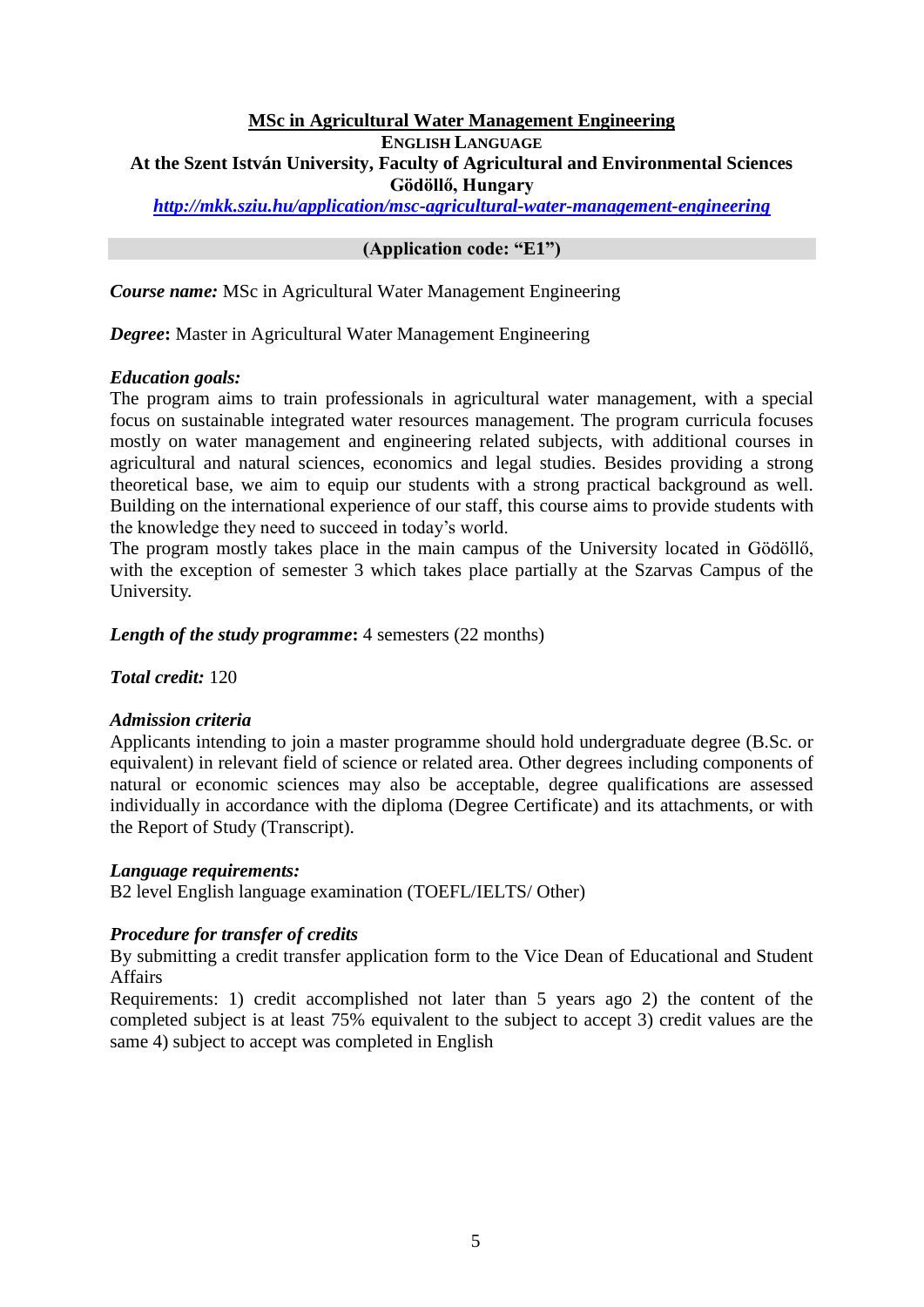## MSc in Agricultural Water Management Engineering

**ENGLISH LANGUAGE**

**At the Szent István University, Faculty of Agricultural and Environmental Sciences**

**Gödöllő, Hungary**

***http://mkk.sziu.hu/application/msc-agricultural-water-management-engineering***

**(Application code: "E1")**

***Course name:*** MSc in Agricultural Water Management Engineering

***Degree*:** Master in Agricultural Water Management Engineering

***Education goals:***

The program aims to train professionals in agricultural water management, with a special focus on sustainable integrated water resources management. The program curricula focuses mostly on water management and engineering related subjects, with additional courses in agricultural and natural sciences, economics and legal studies. Besides providing a strong theoretical base, we aim to equip our students with a strong practical background as well. Building on the international experience of our staff, this course aims to provide students with the knowledge they need to succeed in today's world.

The program mostly takes place in the main campus of the University located in Gödöllő, with the exception of semester 3 which takes place partially at the Szarvas Campus of the University.

***Length of the study programme*:** 4 semesters (22 months)

***Total credit:*** 120

***Admission criteria***

Applicants intending to join a master programme should hold undergraduate degree (B.Sc. or equivalent) in relevant field of science or related area. Other degrees including components of natural or economic sciences may also be acceptable, degree qualifications are assessed individually in accordance with the diploma (Degree Certificate) and its attachments, or with the Report of Study (Transcript).

***Language requirements:***

B2 level English language examination (TOEFL/IELTS/ Other)

***Procedure for transfer of credits***

By submitting a credit transfer application form to the Vice Dean of Educational and Student Affairs

Requirements: 1) credit accomplished not later than 5 years ago 2) the content of the completed subject is at least 75% equivalent to the subject to accept 3) credit values are the same 4) subject to accept was completed in English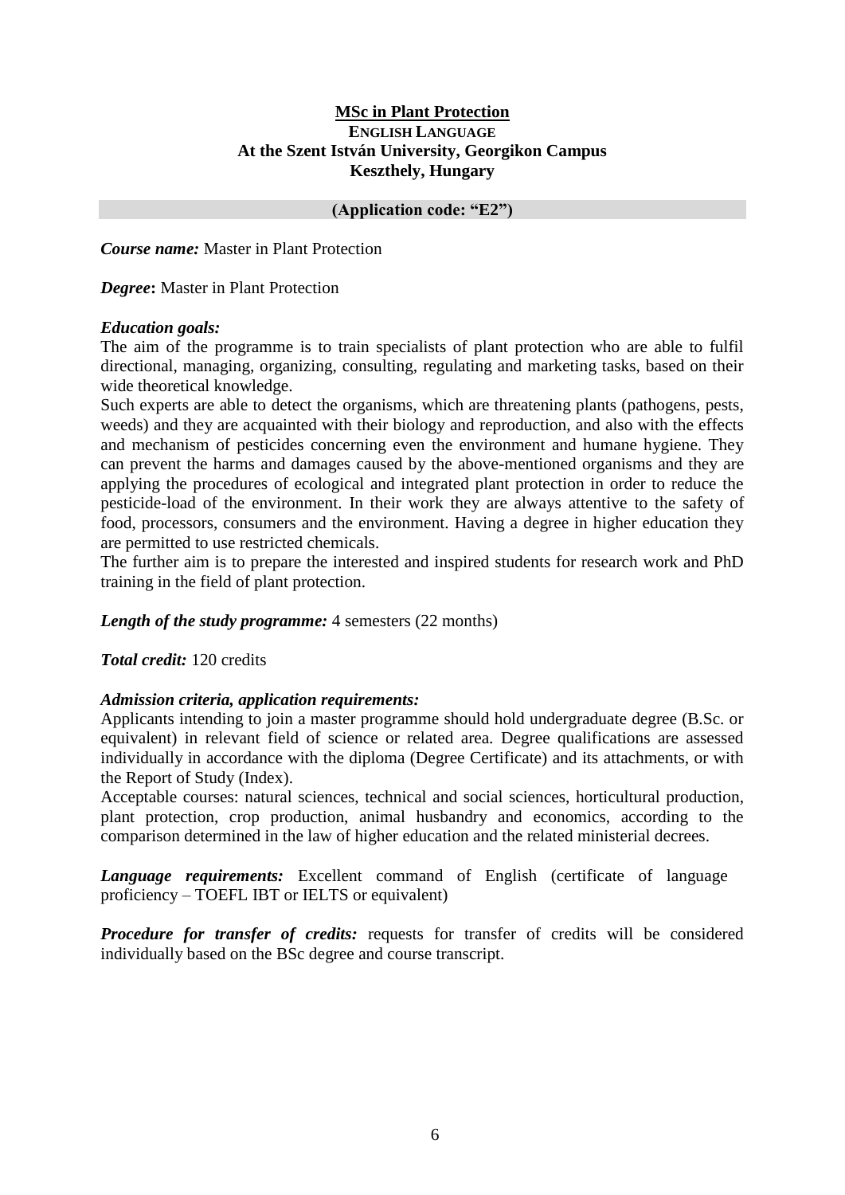# MSc in Plant Protection

**ENGLISH LANGUAGE**

**At the Szent István University, Georgikon Campus**

**Keszthely, Hungary**

**(Application code: "E2")**

***Course name:*** Master in Plant Protection

***Degree*:** Master in Plant Protection

***Education goals:***

The aim of the programme is to train specialists of plant protection who are able to fulfil directional, managing, organizing, consulting, regulating and marketing tasks, based on their wide theoretical knowledge.

Such experts are able to detect the organisms, which are threatening plants (pathogens, pests, weeds) and they are acquainted with their biology and reproduction, and also with the effects and mechanism of pesticides concerning even the environment and humane hygiene. They can prevent the harms and damages caused by the above-mentioned organisms and they are applying the procedures of ecological and integrated plant protection in order to reduce the pesticide-load of the environment. In their work they are always attentive to the safety of food, processors, consumers and the environment. Having a degree in higher education they are permitted to use restricted chemicals.

The further aim is to prepare the interested and inspired students for research work and PhD training in the field of plant protection.

***Length of the study programme:*** 4 semesters (22 months)

***Total credit:*** 120 credits

***Admission criteria, application requirements:***

Applicants intending to join a master programme should hold undergraduate degree (B.Sc. or equivalent) in relevant field of science or related area. Degree qualifications are assessed individually in accordance with the diploma (Degree Certificate) and its attachments, or with the Report of Study (Index).

Acceptable courses: natural sciences, technical and social sciences, horticultural production, plant protection, crop production, animal husbandry and economics, according to the comparison determined in the law of higher education and the related ministerial decrees.

***Language requirements:*** Excellent command of English (certificate of language proficiency – TOEFL IBT or IELTS or equivalent)

***Procedure for transfer of credits:*** requests for transfer of credits will be considered individually based on the BSc degree and course transcript.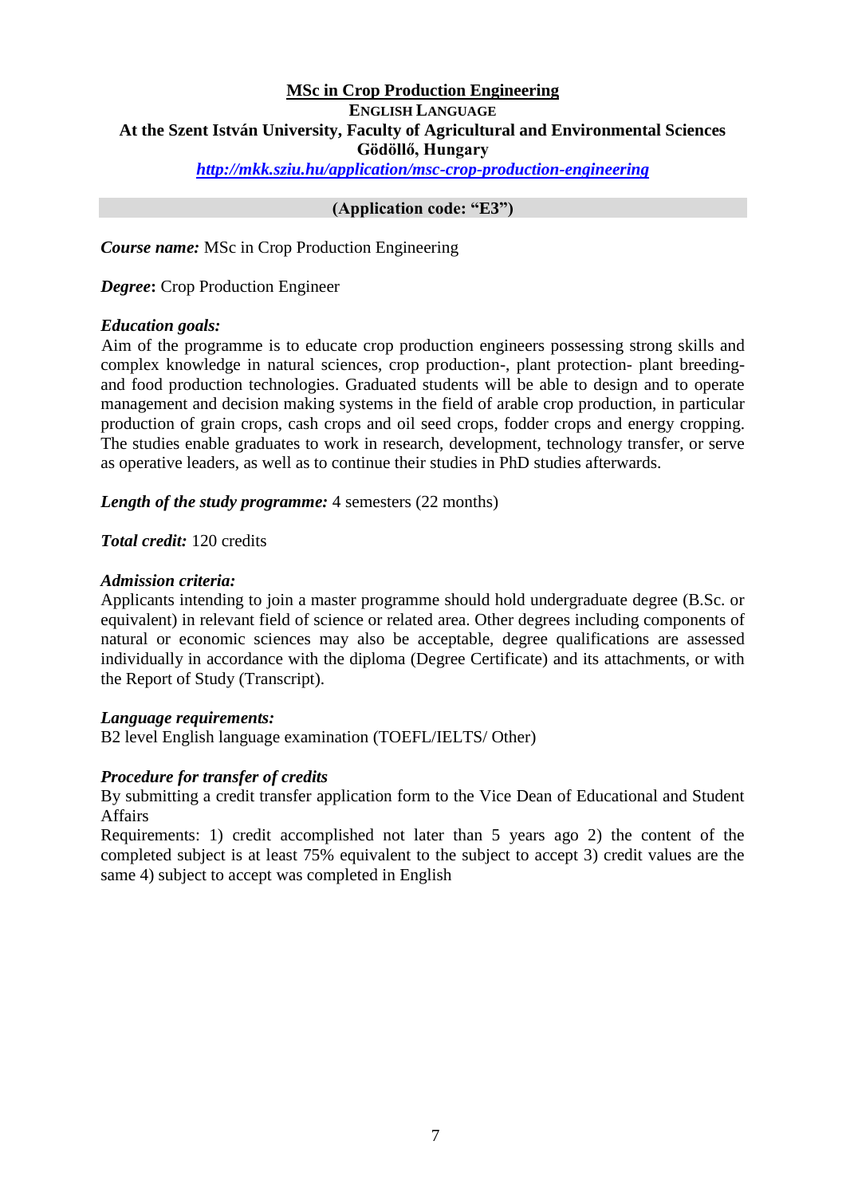## MSc in Crop Production Engineering

**ENGLISH LANGUAGE**

**At the Szent István University, Faculty of Agricultural and Environmental Sciences**

**Gödöllő, Hungary**

***http://mkk.sziu.hu/application/msc-crop-production-engineering***

**(Application code: "E3")**

***Course name:*** MSc in Crop Production Engineering

***Degree*:** Crop Production Engineer

***Education goals:***

Aim of the programme is to educate crop production engineers possessing strong skills and complex knowledge in natural sciences, crop production-, plant protection- plant breeding- and food production technologies. Graduated students will be able to design and to operate management and decision making systems in the field of arable crop production, in particular production of grain crops, cash crops and oil seed crops, fodder crops and energy cropping. The studies enable graduates to work in research, development, technology transfer, or serve as operative leaders, as well as to continue their studies in PhD studies afterwards.

***Length of the study programme:*** 4 semesters (22 months)

***Total credit:*** 120 credits

***Admission criteria:***

Applicants intending to join a master programme should hold undergraduate degree (B.Sc. or equivalent) in relevant field of science or related area. Other degrees including components of natural or economic sciences may also be acceptable, degree qualifications are assessed individually in accordance with the diploma (Degree Certificate) and its attachments, or with the Report of Study (Transcript).

***Language requirements:***

B2 level English language examination (TOEFL/IELTS/ Other)

***Procedure for transfer of credits***

By submitting a credit transfer application form to the Vice Dean of Educational and Student Affairs

Requirements: 1) credit accomplished not later than 5 years ago 2) the content of the completed subject is at least 75% equivalent to the subject to accept 3) credit values are the same 4) subject to accept was completed in English